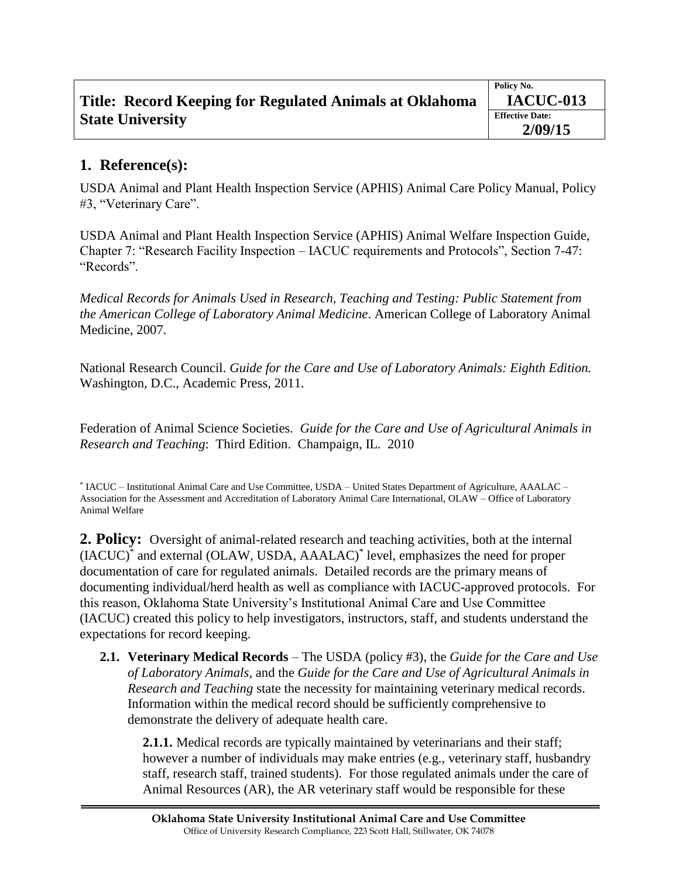| **Title: Record Keeping for Regulated Animals at Oklahoma State University** | **Policy No.** **IACUC-013** |
| --- | --- |
| | **Effective Date:** **2/09/15** |

## 1. Reference(s):

USDA Animal and Plant Health Inspection Service (APHIS) Animal Care Policy Manual, Policy #3, "Veterinary Care".

USDA Animal and Plant Health Inspection Service (APHIS) Animal Welfare Inspection Guide, Chapter 7: "Research Facility Inspection – IACUC requirements and Protocols", Section 7-47: "Records".

*Medical Records for Animals Used in Research, Teaching and Testing: Public Statement from the American College of Laboratory Animal Medicine*. American College of Laboratory Animal Medicine, 2007.

National Research Council. *Guide for the Care and Use of Laboratory Animals: Eighth Edition.* Washington, D.C., Academic Press, 2011.

Federation of Animal Science Societies. *Guide for the Care and Use of Agricultural Animals in Research and Teaching*: Third Edition. Champaign, IL. 2010

[*] IACUC – Institutional Animal Care and Use Committee, USDA – United States Department of Agriculture, AAALAC – Association for the Assessment and Accreditation of Laboratory Animal Care International, OLAW – Office of Laboratory Animal Welfare

## 2. Policy:

Oversight of animal-related research and teaching activities, both at the internal (IACUC)[*] and external (OLAW, USDA, AAALAC)[*] level, emphasizes the need for proper documentation of care for regulated animals. Detailed records are the primary means of documenting individual/herd health as well as compliance with IACUC-approved protocols. For this reason, Oklahoma State University's Institutional Animal Care and Use Committee (IACUC) created this policy to help investigators, instructors, staff, and students understand the expectations for record keeping.

**2.1. Veterinary Medical Records** – The USDA (policy #3), the *Guide for the Care and Use of Laboratory Animals*, and the *Guide for the Care and Use of Agricultural Animals in Research and Teaching* state the necessity for maintaining veterinary medical records. Information within the medical record should be sufficiently comprehensive to demonstrate the delivery of adequate health care.

**2.1.1.** Medical records are typically maintained by veterinarians and their staff; however a number of individuals may make entries (e.g., veterinary staff, husbandry staff, research staff, trained students). For those regulated animals under the care of Animal Resources (AR), the AR veterinary staff would be responsible for these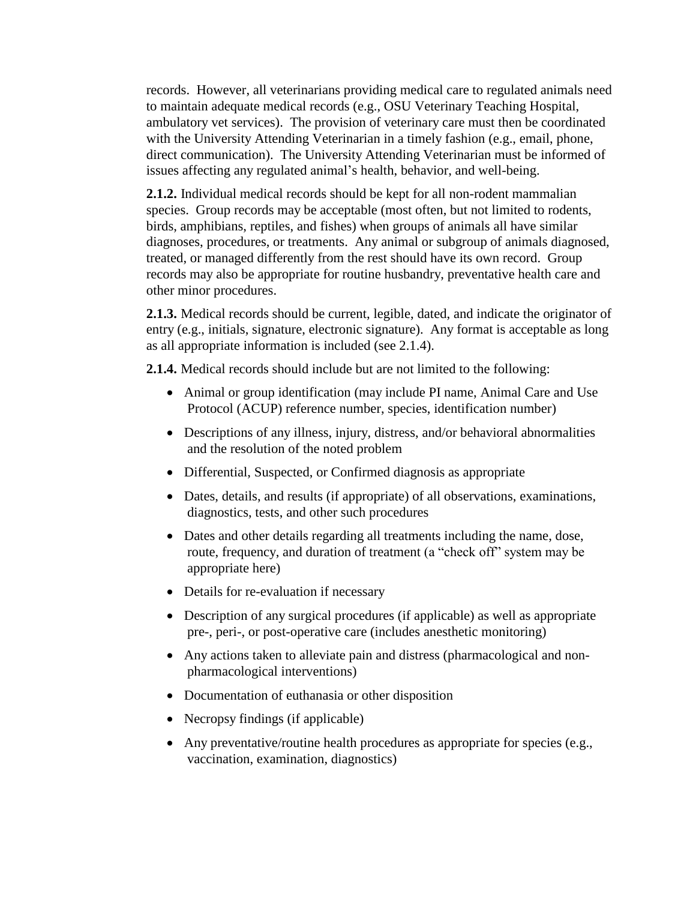records. However, all veterinarians providing medical care to regulated animals need to maintain adequate medical records (e.g., OSU Veterinary Teaching Hospital, ambulatory vet services). The provision of veterinary care must then be coordinated with the University Attending Veterinarian in a timely fashion (e.g., email, phone, direct communication). The University Attending Veterinarian must be informed of issues affecting any regulated animal's health, behavior, and well-being.

**2.1.2.** Individual medical records should be kept for all non-rodent mammalian species. Group records may be acceptable (most often, but not limited to rodents, birds, amphibians, reptiles, and fishes) when groups of animals all have similar diagnoses, procedures, or treatments. Any animal or subgroup of animals diagnosed, treated, or managed differently from the rest should have its own record. Group records may also be appropriate for routine husbandry, preventative health care and other minor procedures.

**2.1.3.** Medical records should be current, legible, dated, and indicate the originator of entry (e.g., initials, signature, electronic signature). Any format is acceptable as long as all appropriate information is included (see 2.1.4).

**2.1.4.** Medical records should include but are not limited to the following:

- Animal or group identification (may include PI name, Animal Care and Use Protocol (ACUP) reference number, species, identification number)
- Descriptions of any illness, injury, distress, and/or behavioral abnormalities and the resolution of the noted problem
- Differential, Suspected, or Confirmed diagnosis as appropriate
- Dates, details, and results (if appropriate) of all observations, examinations, diagnostics, tests, and other such procedures
- Dates and other details regarding all treatments including the name, dose, route, frequency, and duration of treatment (a "check off" system may be appropriate here)
- Details for re-evaluation if necessary
- Description of any surgical procedures (if applicable) as well as appropriate pre-, peri-, or post-operative care (includes anesthetic monitoring)
- Any actions taken to alleviate pain and distress (pharmacological and non-pharmacological interventions)
- Documentation of euthanasia or other disposition
- Necropsy findings (if applicable)
- Any preventative/routine health procedures as appropriate for species (e.g., vaccination, examination, diagnostics)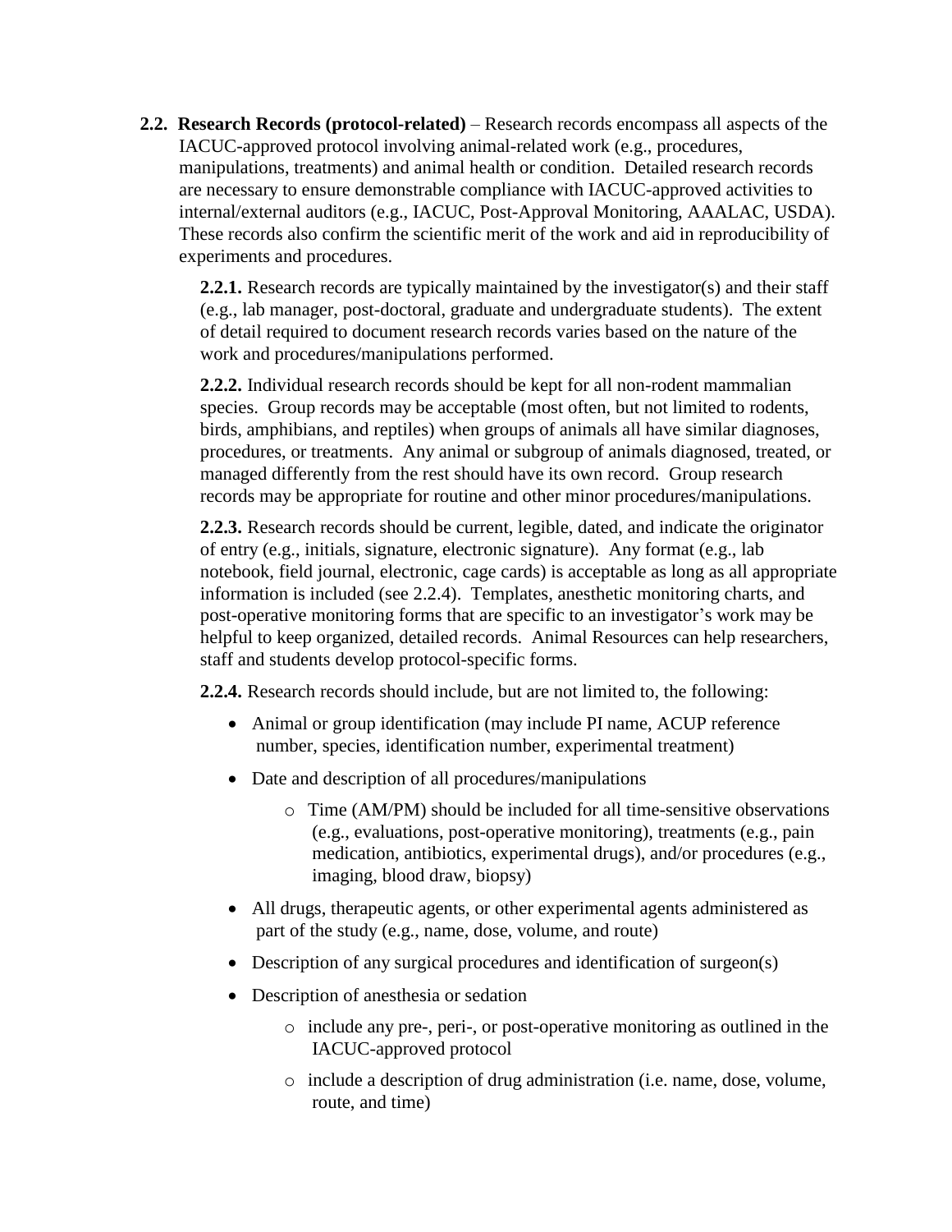**2.2. Research Records (protocol-related)** – Research records encompass all aspects of the IACUC-approved protocol involving animal-related work (e.g., procedures, manipulations, treatments) and animal health or condition. Detailed research records are necessary to ensure demonstrable compliance with IACUC-approved activities to internal/external auditors (e.g., IACUC, Post-Approval Monitoring, AAALAC, USDA). These records also confirm the scientific merit of the work and aid in reproducibility of experiments and procedures.

**2.2.1.** Research records are typically maintained by the investigator(s) and their staff (e.g., lab manager, post-doctoral, graduate and undergraduate students). The extent of detail required to document research records varies based on the nature of the work and procedures/manipulations performed.

**2.2.2.** Individual research records should be kept for all non-rodent mammalian species. Group records may be acceptable (most often, but not limited to rodents, birds, amphibians, and reptiles) when groups of animals all have similar diagnoses, procedures, or treatments. Any animal or subgroup of animals diagnosed, treated, or managed differently from the rest should have its own record. Group research records may be appropriate for routine and other minor procedures/manipulations.

**2.2.3.** Research records should be current, legible, dated, and indicate the originator of entry (e.g., initials, signature, electronic signature). Any format (e.g., lab notebook, field journal, electronic, cage cards) is acceptable as long as all appropriate information is included (see 2.2.4). Templates, anesthetic monitoring charts, and post-operative monitoring forms that are specific to an investigator's work may be helpful to keep organized, detailed records. Animal Resources can help researchers, staff and students develop protocol-specific forms.

**2.2.4.** Research records should include, but are not limited to, the following:

- Animal or group identification (may include PI name, ACUP reference number, species, identification number, experimental treatment)
- Date and description of all procedures/manipulations
    - Time (AM/PM) should be included for all time-sensitive observations (e.g., evaluations, post-operative monitoring), treatments (e.g., pain medication, antibiotics, experimental drugs), and/or procedures (e.g., imaging, blood draw, biopsy)
- All drugs, therapeutic agents, or other experimental agents administered as part of the study (e.g., name, dose, volume, and route)
- Description of any surgical procedures and identification of surgeon(s)
- Description of anesthesia or sedation
    - include any pre-, peri-, or post-operative monitoring as outlined in the IACUC-approved protocol
    - include a description of drug administration (i.e. name, dose, volume, route, and time)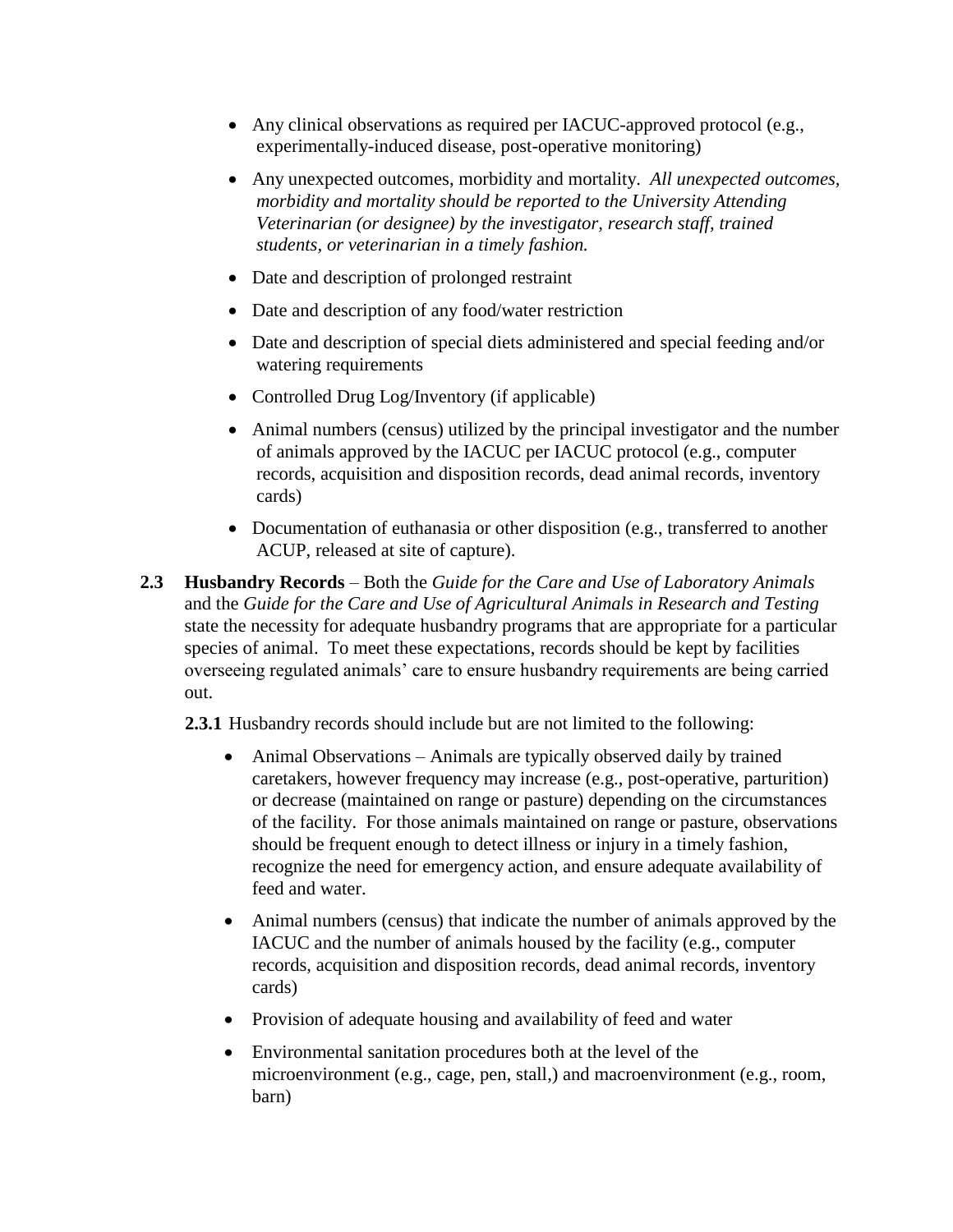- Any clinical observations as required per IACUC-approved protocol (e.g., experimentally-induced disease, post-operative monitoring)
- Any unexpected outcomes, morbidity and mortality. *All unexpected outcomes, morbidity and mortality should be reported to the University Attending Veterinarian (or designee) by the investigator, research staff, trained students, or veterinarian in a timely fashion.*
- Date and description of prolonged restraint
- Date and description of any food/water restriction
- Date and description of special diets administered and special feeding and/or watering requirements
- Controlled Drug Log/Inventory (if applicable)
- Animal numbers (census) utilized by the principal investigator and the number of animals approved by the IACUC per IACUC protocol (e.g., computer records, acquisition and disposition records, dead animal records, inventory cards)
- Documentation of euthanasia or other disposition (e.g., transferred to another ACUP, released at site of capture).

**2.3 Husbandry Records** – Both the *Guide for the Care and Use of Laboratory Animals* and the *Guide for the Care and Use of Agricultural Animals in Research and Testing* state the necessity for adequate husbandry programs that are appropriate for a particular species of animal. To meet these expectations, records should be kept by facilities overseeing regulated animals' care to ensure husbandry requirements are being carried out.

**2.3.1** Husbandry records should include but are not limited to the following:

- Animal Observations – Animals are typically observed daily by trained caretakers, however frequency may increase (e.g., post-operative, parturition) or decrease (maintained on range or pasture) depending on the circumstances of the facility. For those animals maintained on range or pasture, observations should be frequent enough to detect illness or injury in a timely fashion, recognize the need for emergency action, and ensure adequate availability of feed and water.
- Animal numbers (census) that indicate the number of animals approved by the IACUC and the number of animals housed by the facility (e.g., computer records, acquisition and disposition records, dead animal records, inventory cards)
- Provision of adequate housing and availability of feed and water
- Environmental sanitation procedures both at the level of the microenvironment (e.g., cage, pen, stall,) and macroenvironment (e.g., room, barn)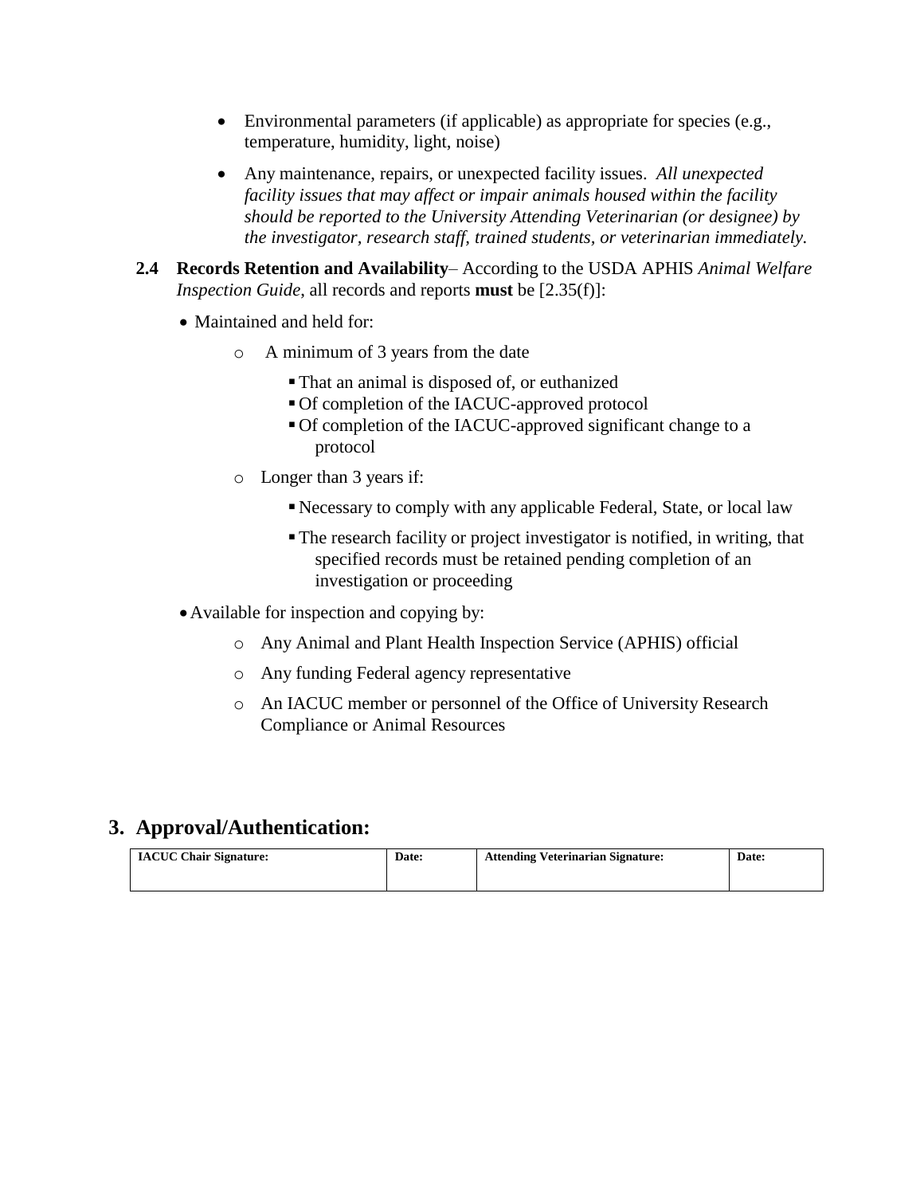- Environmental parameters (if applicable) as appropriate for species (e.g., temperature, humidity, light, noise)
- Any maintenance, repairs, or unexpected facility issues. *All unexpected facility issues that may affect or impair animals housed within the facility should be reported to the University Attending Veterinarian (or designee) by the investigator, research staff, trained students, or veterinarian immediately.*

**2.4 Records Retention and Availability**– According to the USDA APHIS *Animal Welfare Inspection Guide*, all records and reports **must** be [2.35(f)]:

- Maintained and held for:
  - A minimum of 3 years from the date
    - That an animal is disposed of, or euthanized
    - Of completion of the IACUC-approved protocol
    - Of completion of the IACUC-approved significant change to a protocol
  - Longer than 3 years if:
    - Necessary to comply with any applicable Federal, State, or local law
    - The research facility or project investigator is notified, in writing, that specified records must be retained pending completion of an investigation or proceeding
- Available for inspection and copying by:
  - Any Animal and Plant Health Inspection Service (APHIS) official
  - Any funding Federal agency representative
  - An IACUC member or personnel of the Office of University Research Compliance or Animal Resources

## 3. Approval/Authentication:

| IACUC Chair Signature: | Date: | Attending Veterinarian Signature: | Date: |
|---|---|---|---|
| | | | |